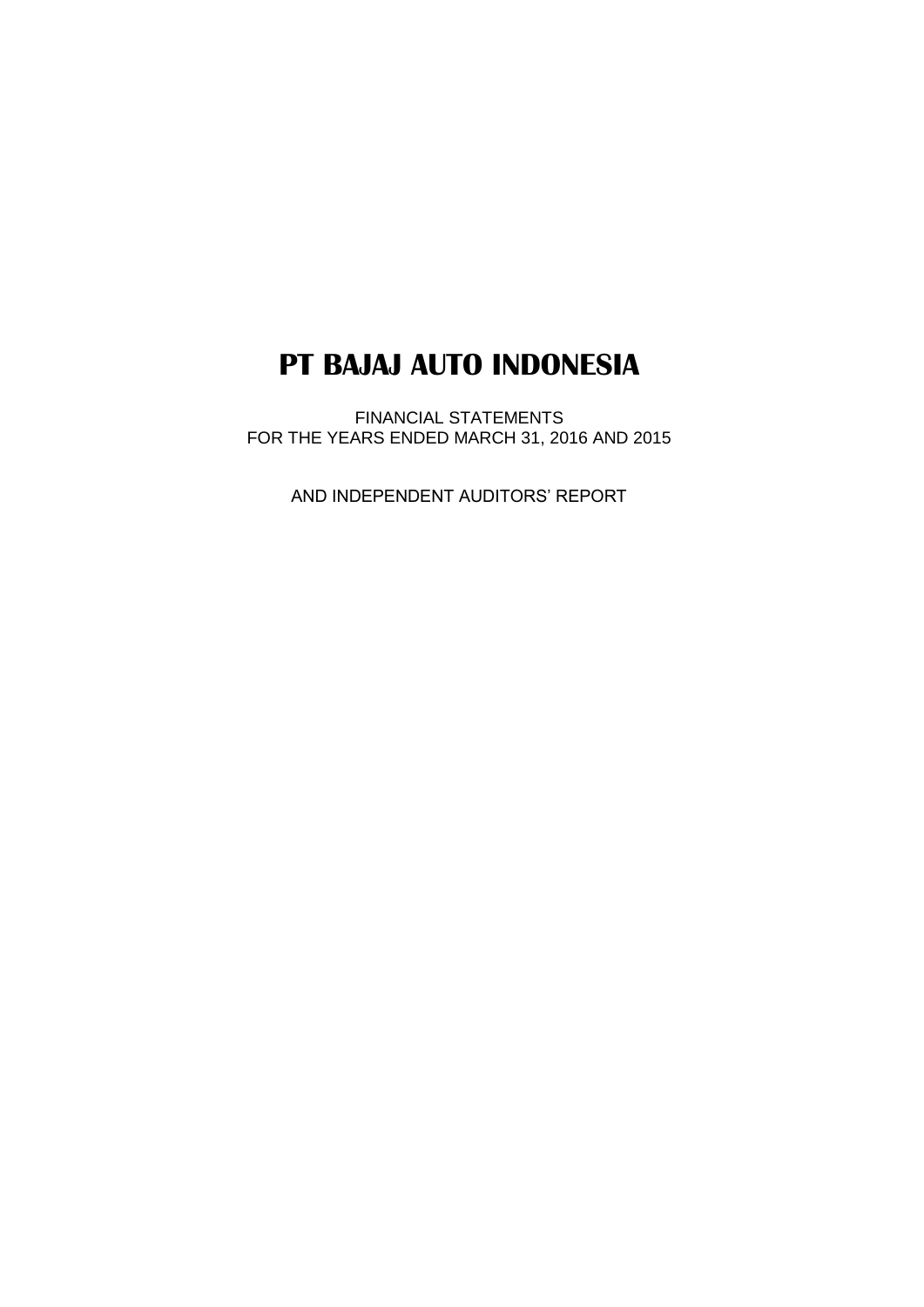# PT BAJAJ AUTO INDONESIA

FINANCIAL STATEMENTS
FOR THE YEARS ENDED MARCH 31, 2016 AND 2015

AND INDEPENDENT AUDITORS' REPORT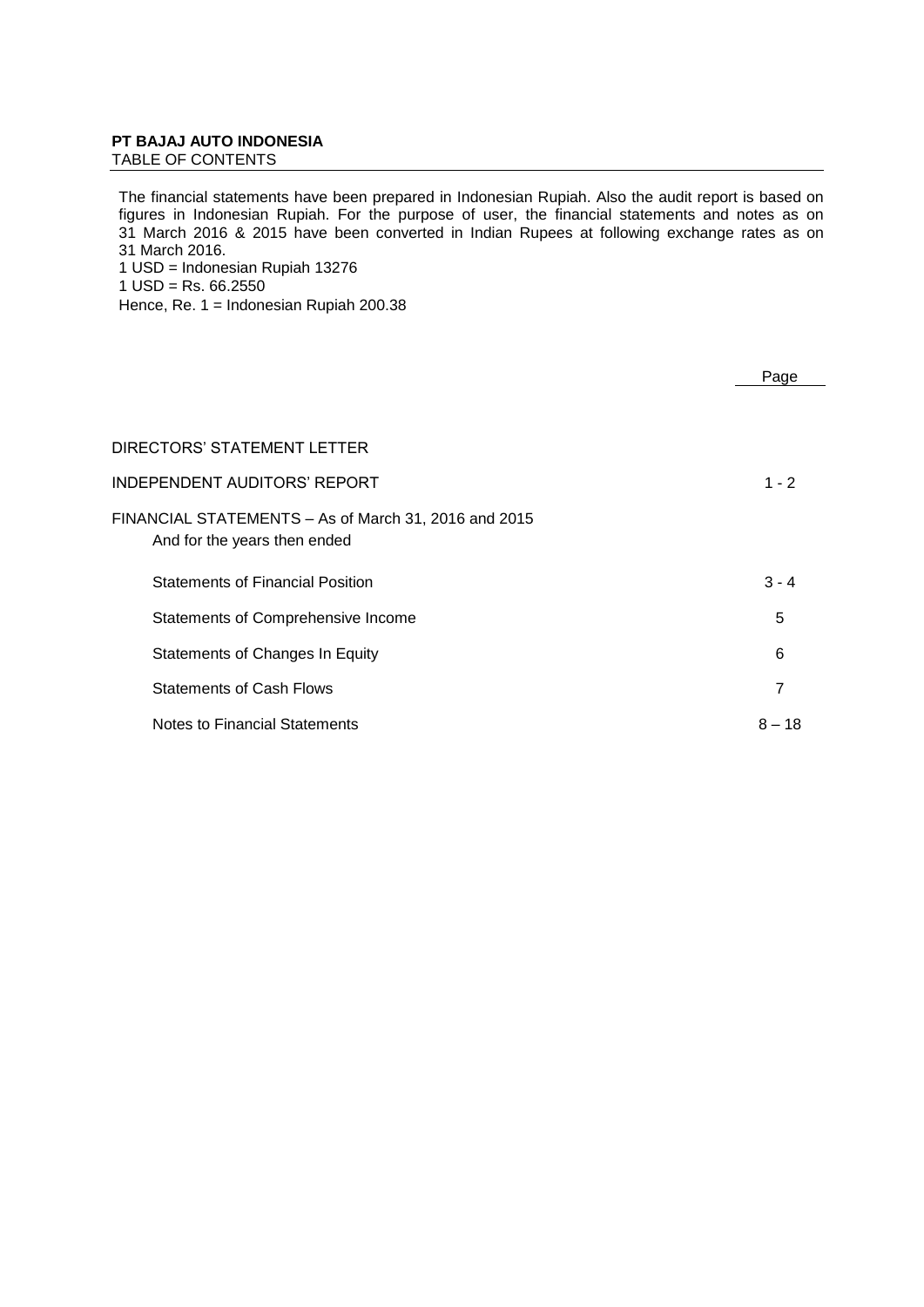**PT BAJAJ AUTO INDONESIA**
TABLE OF CONTENTS

The financial statements have been prepared in Indonesian Rupiah. Also the audit report is based on figures in Indonesian Rupiah. For the purpose of user, the financial statements and notes as on 31 March 2016 & 2015 have been converted in Indian Rupees at following exchange rates as on 31 March 2016.
1 USD = Indonesian Rupiah 13276
1 USD = Rs. 66.2550
Hence, Re. 1 = Indonesian Rupiah 200.38

| | Page |
|---|---|
| DIRECTORS' STATEMENT LETTER | |
| INDEPENDENT AUDITORS' REPORT | 1 - 2 |
| FINANCIAL STATEMENTS – As of March 31, 2016 and 2015<br>And for the years then ended | |
| Statements of Financial Position | 3 - 4 |
| Statements of Comprehensive Income | 5 |
| Statements of Changes In Equity | 6 |
| Statements of Cash Flows | 7 |
| Notes to Financial Statements | 8 – 18 |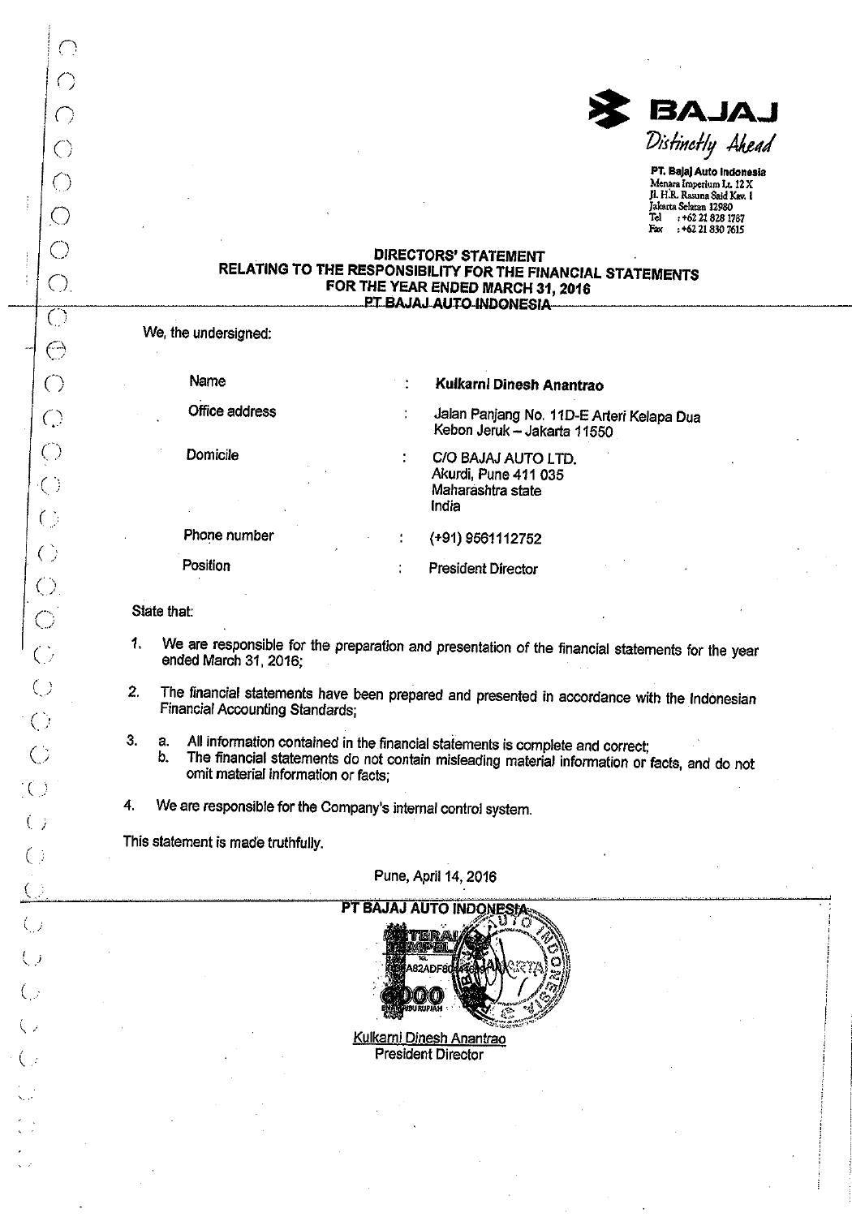**BAJAJ**
*Distinctly Ahead*

**PT. Bajaj Auto Indonesia**
Menara Imperium Lt. 12 X
Jl. H.R. Rasuna Said Kav. 1
Jakarta Selatan 12980
Tel : +62 21 828 1787
Fax : +62 21 830 7615

# DIRECTORS' STATEMENT
# RELATING TO THE RESPONSIBILITY FOR THE FINANCIAL STATEMENTS
# FOR THE YEAR ENDED MARCH 31, 2016
# PT BAJAJ AUTO INDONESIA

We, the undersigned:

| | | |
|---|---|---|
| Name | : | **Kulkarni Dinesh Anantrao** |
| Office address | : | Jalan Panjang No. 11D-E Arteri Kelapa Dua Kebon Jeruk – Jakarta 11550 |
| Domicile | : | C/O BAJAJ AUTO LTD. Akurdi, Pune 411 035 Maharashtra state India |
| Phone number | : | (+91) 9561112752 |
| Position | : | President Director |

State that:

1. We are responsible for the preparation and presentation of the financial statements for the year ended March 31, 2016;
2. The financial statements have been prepared and presented in accordance with the Indonesian Financial Accounting Standards;
3. a. All information contained in the financial statements is complete and correct;
   b. The financial statements do not contain misleading material information or facts, and do not omit material information or facts;
4. We are responsible for the Company's internal control system.

This statement is made truthfully.

Pune, April 14, 2016

**PT BAJAJ AUTO INDONESIA**

METERAI TEMPEL A82ADF80 6000 ENAM RIBU RUPIAH

Kulkarni Dinesh Anantrao
President Director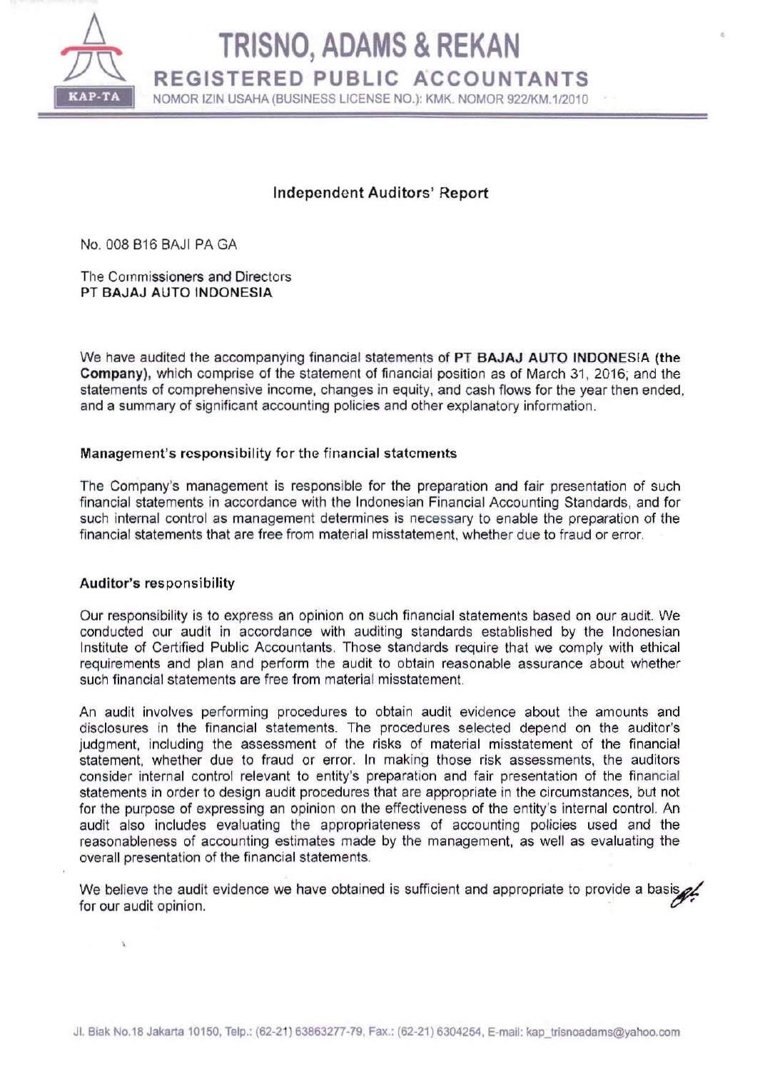# TRISNO, ADAMS & REKAN

**REGISTERED PUBLIC ACCOUNTANTS**

NOMOR IZIN USAHA (BUSINESS LICENSE NO.): KMK. NOMOR 922/KM.1/2010

## Independent Auditors' Report

No. 008 B16 BAJI PA GA

The Commissioners and Directors
**PT BAJAJ AUTO INDONESIA**

We have audited the accompanying financial statements of **PT BAJAJ AUTO INDONESIA (the Company)**, which comprise of the statement of financial position as of March 31, 2016, and the statements of comprehensive income, changes in equity, and cash flows for the year then ended, and a summary of significant accounting policies and other explanatory information.

### Management's responsibility for the financial statements

The Company's management is responsible for the preparation and fair presentation of such financial statements in accordance with the Indonesian Financial Accounting Standards, and for such internal control as management determines is necessary to enable the preparation of the financial statements that are free from material misstatement, whether due to fraud or error.

### Auditor's responsibility

Our responsibility is to express an opinion on such financial statements based on our audit. We conducted our audit in accordance with auditing standards established by the Indonesian Institute of Certified Public Accountants. Those standards require that we comply with ethical requirements and plan and perform the audit to obtain reasonable assurance about whether such financial statements are free from material misstatement.

An audit involves performing procedures to obtain audit evidence about the amounts and disclosures in the financial statements. The procedures selected depend on the auditor's judgment, including the assessment of the risks of material misstatement of the financial statement, whether due to fraud or error. In making those risk assessments, the auditors consider internal control relevant to entity's preparation and fair presentation of the financial statements in order to design audit procedures that are appropriate in the circumstances, but not for the purpose of expressing an opinion on the effectiveness of the entity's internal control. An audit also includes evaluating the appropriateness of accounting policies used and the reasonableness of accounting estimates made by the management, as well as evaluating the overall presentation of the financial statements.

We believe the audit evidence we have obtained is sufficient and appropriate to provide a basis for our audit opinion.

Jl. Biak No.18 Jakarta 10150, Telp.: (62-21) 63863277-79, Fax.: (62-21) 6304254, E-mail: kap_trisnoadams@yahoo.com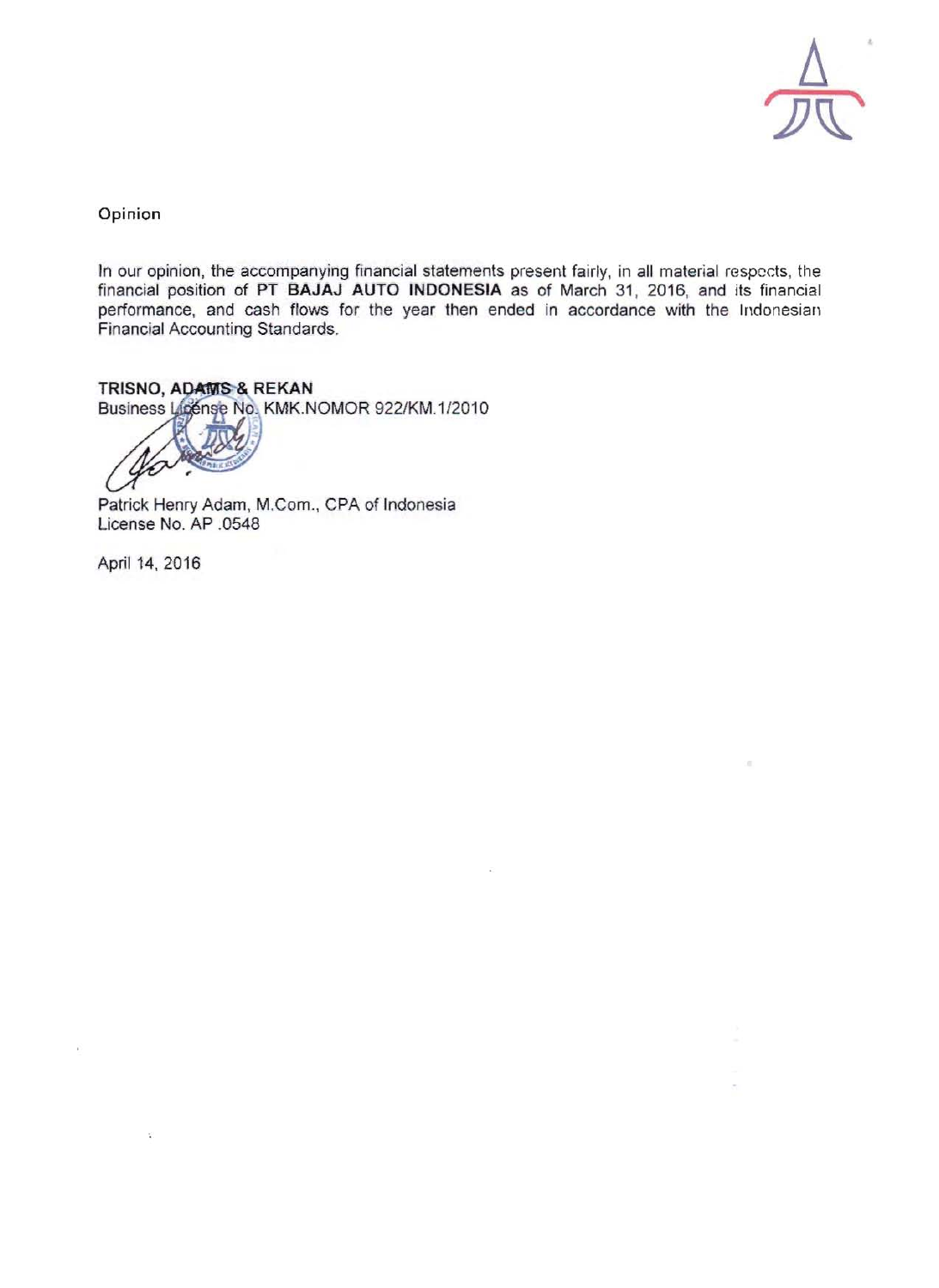## Opinion

In our opinion, the accompanying financial statements present fairly, in all material respects, the financial position of PT **BAJAJ AUTO INDONESIA** as of March 31, 2016, and its financial performance, and cash flows for the year then ended in accordance with the Indonesian Financial Accounting Standards.

**TRISNO, ADAMS & REKAN**
Business License No. KMK.NOMOR 922/KM.1/2010

Patrick Henry Adam, M.Com., CPA of Indonesia
License No. AP .0548

April 14, 2016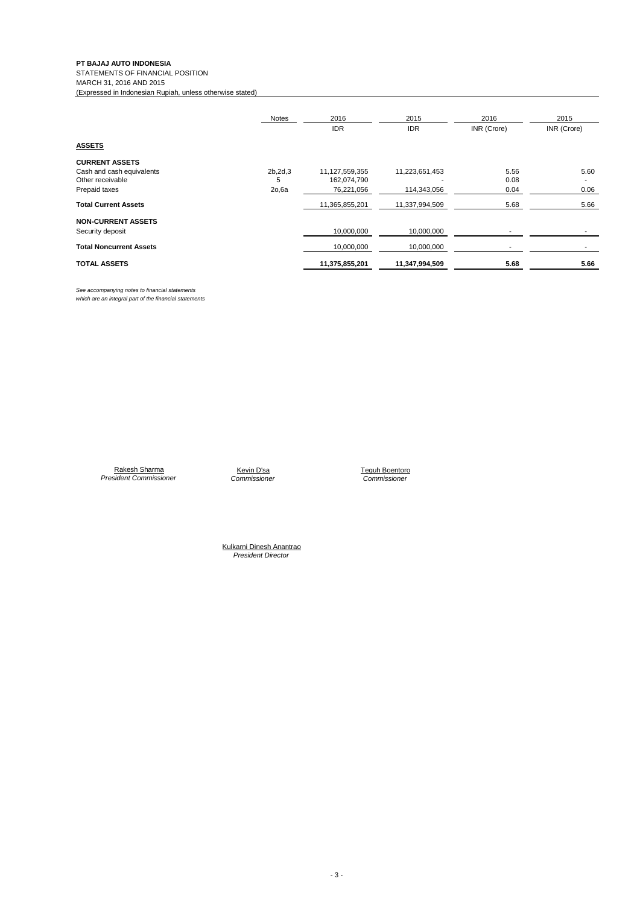**PT BAJAJ AUTO INDONESIA**
STATEMENTS OF FINANCIAL POSITION
MARCH 31, 2016 AND 2015
(Expressed in Indonesian Rupiah, unless otherwise stated)

| | Notes | 2016 | 2015 | 2016 | 2015 |
|---|---|---|---|---|---|
| | | IDR | IDR | INR (Crore) | INR (Crore) |
| **ASSETS** | | | | | |
| **CURRENT ASSETS** | | | | | |
| Cash and cash equivalents | 2b,2d,3 | 11,127,559,355 | 11,223,651,453 | 5.56 | 5.60 |
| Other receivable | 5 | 162,074,790 | - | 0.08 | - |
| Prepaid taxes | 2o,6a | 76,221,056 | 114,343,056 | 0.04 | 0.06 |
| **Total Current Assets** | | 11,365,855,201 | 11,337,994,509 | 5.68 | 5.66 |
| **NON-CURRENT ASSETS** | | | | | |
| Security deposit | | 10,000,000 | 10,000,000 | - | - |
| **Total Noncurrent Assets** | | 10,000,000 | 10,000,000 | - | - |
| **TOTAL ASSETS** | | **11,375,855,201** | **11,347,994,509** | **5.68** | **5.66** |

*See accompanying notes to financial statements which are an integral part of the financial statements*

Rakesh Sharma
*President Commissioner*

Kevin D'sa
*Commissioner*

Teguh Boentoro
*Commissioner*

Kulkarni Dinesh Anantrao
*President Director*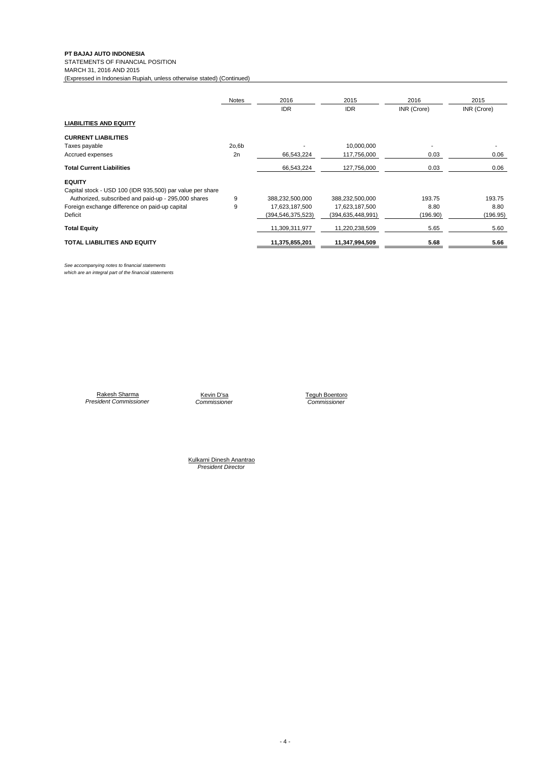**PT BAJAJ AUTO INDONESIA**
STATEMENTS OF FINANCIAL POSITION
MARCH 31, 2016 AND 2015
(Expressed in Indonesian Rupiah, unless otherwise stated) (Continued)

| | Notes | 2016 | 2015 | 2016 | 2015 |
|---|---|---|---|---|---|
| | | IDR | IDR | INR (Crore) | INR (Crore) |
| **LIABILITIES AND EQUITY** | | | | | |
| **CURRENT LIABILITIES** | | | | | |
| Taxes payable | 2o,6b | - | 10,000,000 | - | - |
| Accrued expenses | 2n | 66,543,224 | 117,756,000 | 0.03 | 0.06 |
| **Total Current Liabilities** | | 66,543,224 | 127,756,000 | 0.03 | 0.06 |
| **EQUITY** | | | | | |
| Capital stock - USD 100 (IDR 935,500) par value per share | | | | | |
| Authorized, subscribed and paid-up - 295,000 shares | 9 | 388,232,500,000 | 388,232,500,000 | 193.75 | 193.75 |
| Foreign exchange difference on paid-up capital | 9 | 17,623,187,500 | 17,623,187,500 | 8.80 | 8.80 |
| Deficit | | (394,546,375,523) | (394,635,448,991) | (196.90) | (196.95) |
| **Total Equity** | | 11,309,311,977 | 11,220,238,509 | 5.65 | 5.60 |
| **TOTAL LIABILITIES AND EQUITY** | | **11,375,855,201** | **11,347,994,509** | **5.68** | **5.66** |

*See accompanying notes to financial statements which are an integral part of the financial statements*

Rakesh Sharma
*President Commissioner*

Kevin D'sa
*Commissioner*

Teguh Boentoro
*Commissioner*

Kulkarni Dinesh Anantrao
*President Director*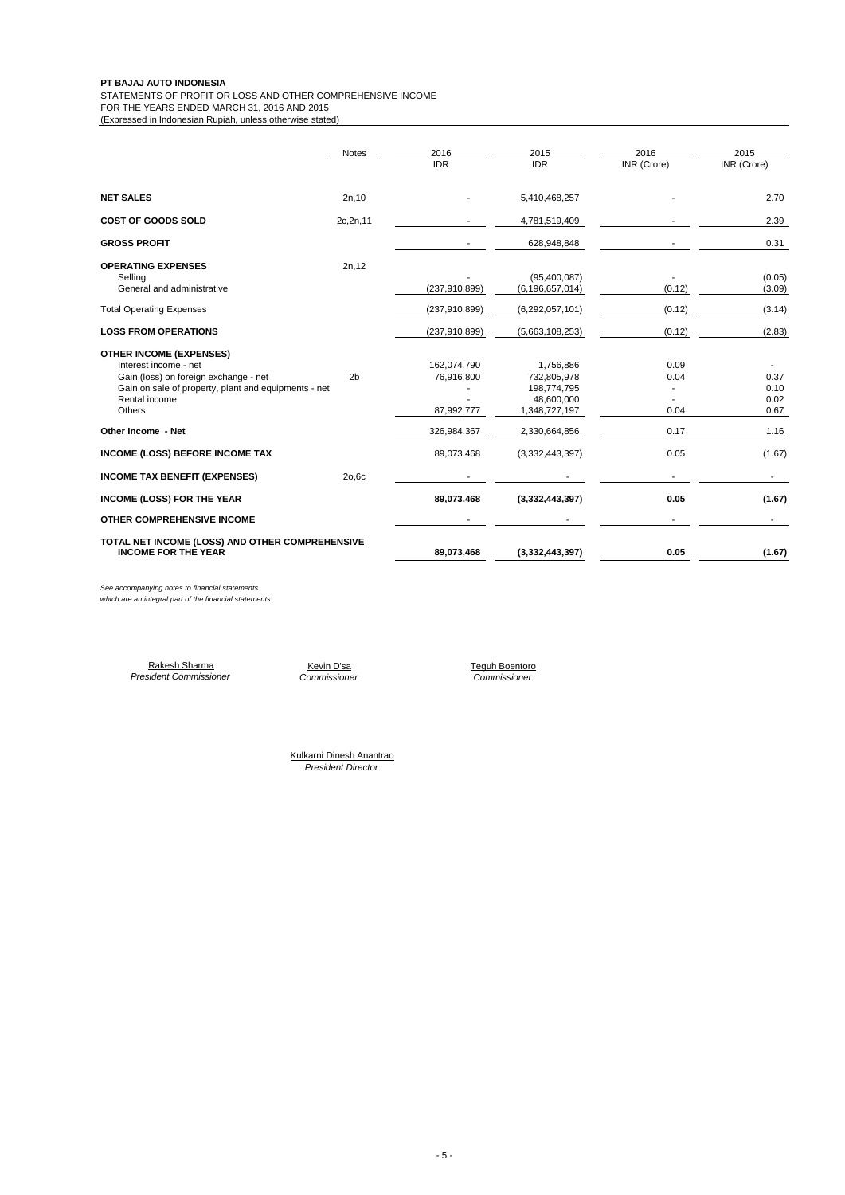**PT BAJAJ AUTO INDONESIA**
STATEMENTS OF PROFIT OR LOSS AND OTHER COMPREHENSIVE INCOME
FOR THE YEARS ENDED MARCH 31, 2016 AND 2015
(Expressed in Indonesian Rupiah, unless otherwise stated)

| | Notes | 2016 IDR | 2015 IDR | 2016 INR (Crore) | 2015 INR (Crore) |
|---|---|---|---|---|---|
| **NET SALES** | 2n,10 | - | 5,410,468,257 | - | 2.70 |
| **COST OF GOODS SOLD** | 2c,2n,11 | - | 4,781,519,409 | - | 2.39 |
| **GROSS PROFIT** | | - | 628,948,848 | - | 0.31 |
| **OPERATING EXPENSES** | 2n,12 | | | | |
| Selling | | - | (95,400,087) | - | (0.05) |
| General and administrative | | (237,910,899) | (6,196,657,014) | (0.12) | (3.09) |
| Total Operating Expenses | | (237,910,899) | (6,292,057,101) | (0.12) | (3.14) |
| **LOSS FROM OPERATIONS** | | (237,910,899) | (5,663,108,253) | (0.12) | (2.83) |
| **OTHER INCOME (EXPENSES)** | | | | | |
| Interest income - net | | 162,074,790 | 1,756,886 | 0.09 | - |
| Gain (loss) on foreign exchange - net | 2b | 76,916,800 | 732,805,978 | 0.04 | 0.37 |
| Gain on sale of property, plant and equipments - net | | - | 198,774,795 | - | 0.10 |
| Rental income | | - | 48,600,000 | - | 0.02 |
| Others | | 87,992,777 | 1,348,727,197 | 0.04 | 0.67 |
| **Other Income - Net** | | 326,984,367 | 2,330,664,856 | 0.17 | 1.16 |
| **INCOME (LOSS) BEFORE INCOME TAX** | | 89,073,468 | (3,332,443,397) | 0.05 | (1.67) |
| **INCOME TAX BENEFIT (EXPENSES)** | 2o,6c | - | - | - | - |
| **INCOME (LOSS) FOR THE YEAR** | | **89,073,468** | **(3,332,443,397)** | **0.05** | **(1.67)** |
| **OTHER COMPREHENSIVE INCOME** | | - | - | - | - |
| **TOTAL NET INCOME (LOSS) AND OTHER COMPREHENSIVE INCOME FOR THE YEAR** | | **89,073,468** | **(3,332,443,397)** | **0.05** | **(1.67)** |

*See accompanying notes to financial statements which are an integral part of the financial statements.*

Rakesh Sharma
*President Commissioner*

Kevin D'sa
*Commissioner*

Teguh Boentoro
*Commissioner*

Kulkarni Dinesh Anantrao
*President Director*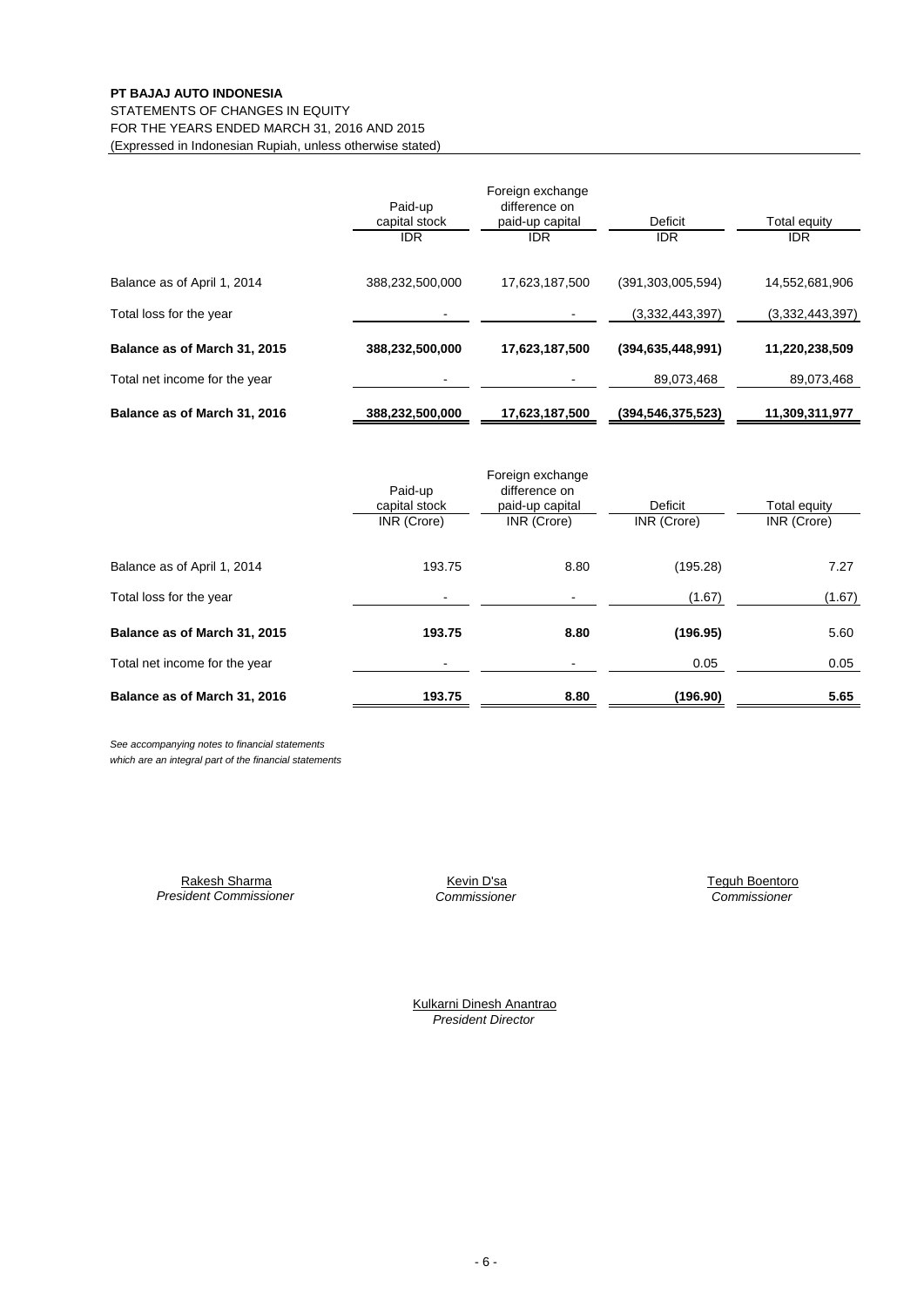**PT BAJAJ AUTO INDONESIA**
STATEMENTS OF CHANGES IN EQUITY
FOR THE YEARS ENDED MARCH 31, 2016 AND 2015
(Expressed in Indonesian Rupiah, unless otherwise stated)

| | Paid-up capital stock IDR | Foreign exchange difference on paid-up capital IDR | Deficit IDR | Total equity IDR |
|---|---|---|---|---|
| Balance as of April 1, 2014 | 388,232,500,000 | 17,623,187,500 | (391,303,005,594) | 14,552,681,906 |
| Total loss for the year | - | - | (3,332,443,397) | (3,332,443,397) |
| **Balance as of March 31, 2015** | **388,232,500,000** | **17,623,187,500** | **(394,635,448,991)** | **11,220,238,509** |
| Total net income for the year | - | - | 89,073,468 | 89,073,468 |
| **Balance as of March 31, 2016** | **388,232,500,000** | **17,623,187,500** | **(394,546,375,523)** | **11,309,311,977** |

| | Paid-up capital stock INR (Crore) | Foreign exchange difference on paid-up capital INR (Crore) | Deficit INR (Crore) | Total equity INR (Crore) |
|---|---|---|---|---|
| Balance as of April 1, 2014 | 193.75 | 8.80 | (195.28) | 7.27 |
| Total loss for the year | - | - | (1.67) | (1.67) |
| **Balance as of March 31, 2015** | **193.75** | **8.80** | **(196.95)** | 5.60 |
| Total net income for the year | - | - | 0.05 | 0.05 |
| **Balance as of March 31, 2016** | **193.75** | **8.80** | **(196.90)** | **5.65** |

*See accompanying notes to financial statements which are an integral part of the financial statements*

Rakesh Sharma
*President Commissioner*

Kevin D'sa
*Commissioner*

Teguh Boentoro
*Commissioner*

Kulkarni Dinesh Anantrao
*President Director*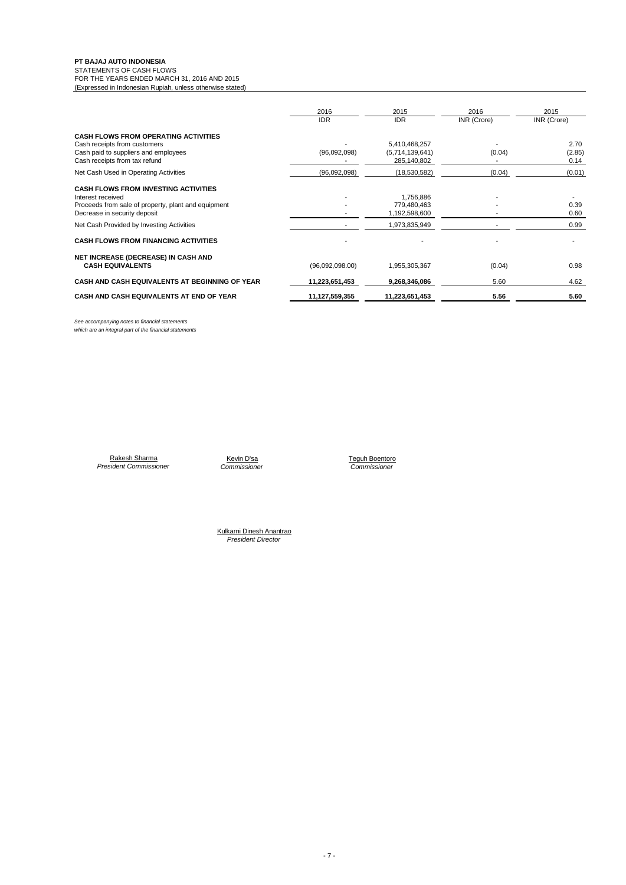**PT BAJAJ AUTO INDONESIA**
STATEMENTS OF CASH FLOWS
FOR THE YEARS ENDED MARCH 31, 2016 AND 2015
(Expressed in Indonesian Rupiah, unless otherwise stated)

| | 2016 | 2015 | 2016 | 2015 |
|---|---|---|---|---|
| | IDR | IDR | INR (Crore) | INR (Crore) |
| **CASH FLOWS FROM OPERATING ACTIVITIES** | | | | |
| Cash receipts from customers | - | 5,410,468,257 | - | 2.70 |
| Cash paid to suppliers and employees | (96,092,098) | (5,714,139,641) | (0.04) | (2.85) |
| Cash receipts from tax refund | - | 285,140,802 | - | 0.14 |
| Net Cash Used in Operating Activities | (96,092,098) | (18,530,582) | (0.04) | (0.01) |
| **CASH FLOWS FROM INVESTING ACTIVITIES** | | | | |
| Interest received | - | 1,756,886 | - | - |
| Proceeds from sale of property, plant and equipment | - | 779,480,463 | - | 0.39 |
| Decrease in security deposit | - | 1,192,598,600 | - | 0.60 |
| Net Cash Provided by Investing Activities | - | 1,973,835,949 | - | 0.99 |
| **CASH FLOWS FROM FINANCING ACTIVITIES** | - | - | - | - |
| **NET INCREASE (DECREASE) IN CASH AND CASH EQUIVALENTS** | (96,092,098.00) | 1,955,305,367 | (0.04) | 0.98 |
| **CASH AND CASH EQUIVALENTS AT BEGINNING OF YEAR** | **11,223,651,453** | **9,268,346,086** | 5.60 | 4.62 |
| **CASH AND CASH EQUIVALENTS AT END OF YEAR** | **11,127,559,355** | **11,223,651,453** | **5.56** | **5.60** |

*See accompanying notes to financial statements which are an integral part of the financial statements*

Rakesh Sharma
*President Commissioner*

Kevin D'sa
*Commissioner*

Teguh Boentoro
*Commissioner*

Kulkarni Dinesh Anantrao
*President Director*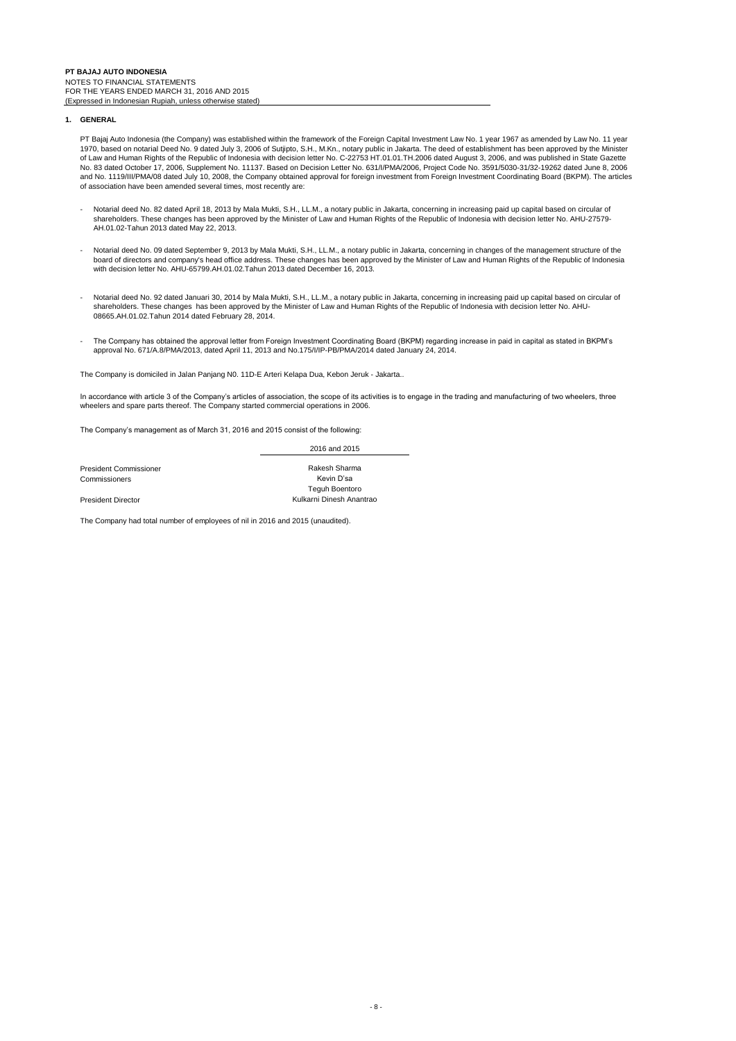**PT BAJAJ AUTO INDONESIA**
NOTES TO FINANCIAL STATEMENTS
FOR THE YEARS ENDED MARCH 31, 2016 AND 2015
(Expressed in Indonesian Rupiah, unless otherwise stated)

## 1. GENERAL

PT Bajaj Auto Indonesia (the Company) was established within the framework of the Foreign Capital Investment Law No. 1 year 1967 as amended by Law No. 11 year 1970, based on notarial Deed No. 9 dated July 3, 2006 of Sutjipto, S.H., M.Kn., notary public in Jakarta. The deed of establishment has been approved by the Minister of Law and Human Rights of the Republic of Indonesia with decision letter No. C-22753 HT.01.01.TH.2006 dated August 3, 2006, and was published in State Gazette No. 83 dated October 17, 2006, Supplement No. 11137. Based on Decision Letter No. 631/I/PMA/2006, Project Code No. 3591/5030-31/32-19262 dated June 8, 2006 and No. 1119/III/PMA/08 dated July 10, 2008, the Company obtained approval for foreign investment from Foreign Investment Coordinating Board (BKPM). The articles of association have been amended several times, most recently are:

- Notarial deed No. 82 dated April 18, 2013 by Mala Mukti, S.H., LL.M., a notary public in Jakarta, concerning in increasing paid up capital based on circular of shareholders. These changes has been approved by the Minister of Law and Human Rights of the Republic of Indonesia with decision letter No. AHU-27579-AH.01.02-Tahun 2013 dated May 22, 2013.

- Notarial deed No. 09 dated September 9, 2013 by Mala Mukti, S.H., LL.M., a notary public in Jakarta, concerning in changes of the management structure of the board of directors and company's head office address. These changes has been approved by the Minister of Law and Human Rights of the Republic of Indonesia with decision letter No. AHU-65799.AH.01.02.Tahun 2013 dated December 16, 2013.

- Notarial deed No. 92 dated Januari 30, 2014 by Mala Mukti, S.H., LL.M., a notary public in Jakarta, concerning in increasing paid up capital based on circular of shareholders. These changes has been approved by the Minister of Law and Human Rights of the Republic of Indonesia with decision letter No. AHU-08665.AH.01.02.Tahun 2014 dated February 28, 2014.

- The Company has obtained the approval letter from Foreign Investment Coordinating Board (BKPM) regarding increase in paid in capital as stated in BKPM's approval No. 671/A.8/PMA/2013, dated April 11, 2013 and No.175/I/IP-PB/PMA/2014 dated January 24, 2014.

The Company is domiciled in Jalan Panjang N0. 11D-E Arteri Kelapa Dua, Kebon Jeruk - Jakarta..

In accordance with article 3 of the Company's articles of association, the scope of its activities is to engage in the trading and manufacturing of two wheelers, three wheelers and spare parts thereof. The Company started commercial operations in 2006.

The Company's management as of March 31, 2016 and 2015 consist of the following:

| | 2016 and 2015 |
|---|---|
| President Commissioner | Rakesh Sharma |
| Commissioners | Kevin D'sa |
| | Teguh Boentoro |
| President Director | Kulkarni Dinesh Anantrao |

The Company had total number of employees of nil in 2016 and 2015 (unaudited).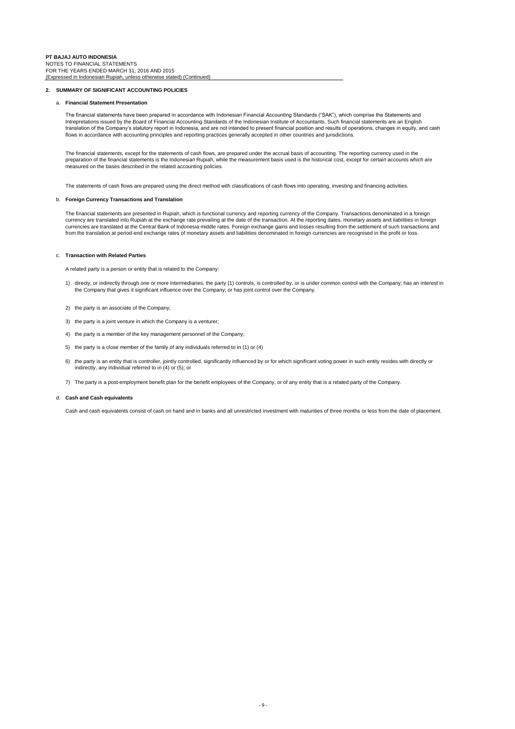## 2. SUMMARY OF SIGNIFICANT ACCOUNTING POLICIES

### a. Financial Statement Presentation

The financial statements have been prepared in accordance with Indonesian Financial Accounting Standards ("SAK"), which comprise the Statements and Intrepretations issued by the Board of Financial Accounting Standards of the Indonesian Institute of Accountants. Such financial statements are an English translation of the Company's statutory report in Indonesia, and are not intended to present financial position and results of operations, changes in equity, and cash flows in accordance with accounting principles and reporting practices generally accepted in other countries and jurisdictions.

The financial statements, except for the statements of cash flows, are prepared under the accrual basis of accounting. The reporting currency used in the preparation of the financial statements is the Indonesian Rupiah, while the measurement basis used is the historical cost, except for certain accounts which are measured on the bases described in the related accounting policies.

The statements of cash flows are prepared using the direct method with classifications of cash flows into operating, investing and financing activities.

### b. Foreign Currency Transactions and Translation

The financial statements are presented in Rupiah, which is functional currency and reporting currency of the Company. Transactions denominated in a foreign currency are translated into Rupiah at the exchange rate prevailing at the date of the transaction. At the reporting dates, monetary assets and liabilities in foreign currencies are translated at the Central Bank of Indonesia middle rates. Foreign exchange gains and losses resulting from the settlement of such transactions and from the translation at period-end exchange rates of monetary assets and liabilities denominated in foreign currencies are recognised in the profit or loss.

### c. Transaction with Related Parties

A related party is a person or entity that is related to the Company:

1) directy, or indirectly through one or more intermediaries, the party (1) controls, is controlled by, or is under common control with the Company; has an interest in the Company that gives it significant influence over the Company; or has joint control over the Company.

2) the party is an associate of the Company;

3) the party is a joint venture in which the Company is a venturer;

4) the party is a member of the key management personnel of the Company;

5) the party is a close member of the family of any individuals referred to in (1) or (4)

6) the party is an entity that is controller, jointly controlled, significantly influenced by or for which significant voting power in such entity resides with directly or indirectly, any individual referred to in (4) or (5); or

7) The party is a post-employment benefit plan for the benefit employees of the Company, or of any entity that is a related party of the Company.

### d. Cash and Cash equivalents

Cash and cash equivalents consist of cash on hand and in banks and all unrestricted investment with maturities of three months or less from the date of placement.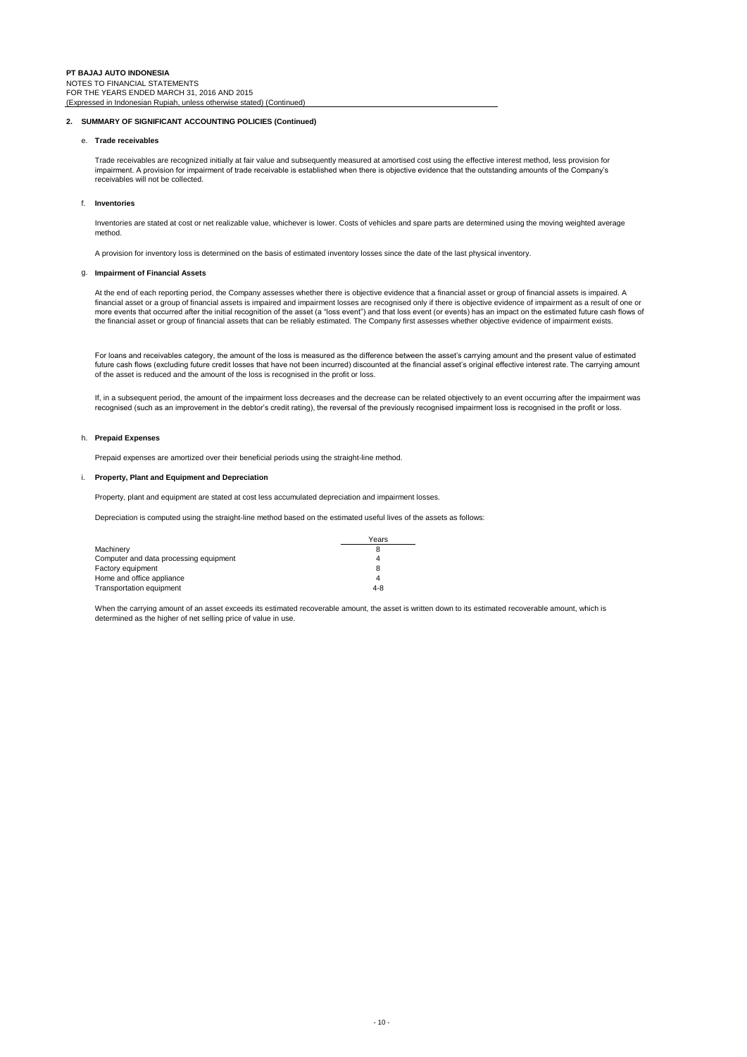## 2. SUMMARY OF SIGNIFICANT ACCOUNTING POLICIES (Continued)

### e. Trade receivables

Trade receivables are recognized initially at fair value and subsequently measured at amortised cost using the effective interest method, less provision for impairment. A provision for impairment of trade receivable is established when there is objective evidence that the outstanding amounts of the Company's receivables will not be collected.

### f. Inventories

Inventories are stated at cost or net realizable value, whichever is lower. Costs of vehicles and spare parts are determined using the moving weighted average method.

A provision for inventory loss is determined on the basis of estimated inventory losses since the date of the last physical inventory.

### g. Impairment of Financial Assets

At the end of each reporting period, the Company assesses whether there is objective evidence that a financial asset or group of financial assets is impaired. A financial asset or a group of financial assets is impaired and impairment losses are recognised only if there is objective evidence of impairment as a result of one or more events that occurred after the initial recognition of the asset (a "loss event") and that loss event (or events) has an impact on the estimated future cash flows of the financial asset or group of financial assets that can be reliably estimated. The Company first assesses whether objective evidence of impairment exists.

For loans and receivables category, the amount of the loss is measured as the difference between the asset's carrying amount and the present value of estimated future cash flows (excluding future credit losses that have not been incurred) discounted at the financial asset's original effective interest rate. The carrying amount of the asset is reduced and the amount of the loss is recognised in the profit or loss.

If, in a subsequent period, the amount of the impairment loss decreases and the decrease can be related objectively to an event occurring after the impairment was recognised (such as an improvement in the debtor's credit rating), the reversal of the previously recognised impairment loss is recognised in the profit or loss.

### h. Prepaid Expenses

Prepaid expenses are amortized over their beneficial periods using the straight-line method.

### i. Property, Plant and Equipment and Depreciation

Property, plant and equipment are stated at cost less accumulated depreciation and impairment losses.

Depreciation is computed using the straight-line method based on the estimated useful lives of the assets as follows:

| | Years |
|---|---|
| Machinery | 8 |
| Computer and data processing equipment | 4 |
| Factory equipment | 8 |
| Home and office appliance | 4 |
| Transportation equipment | 4-8 |

When the carrying amount of an asset exceeds its estimated recoverable amount, the asset is written down to its estimated recoverable amount, which is determined as the higher of net selling price of value in use.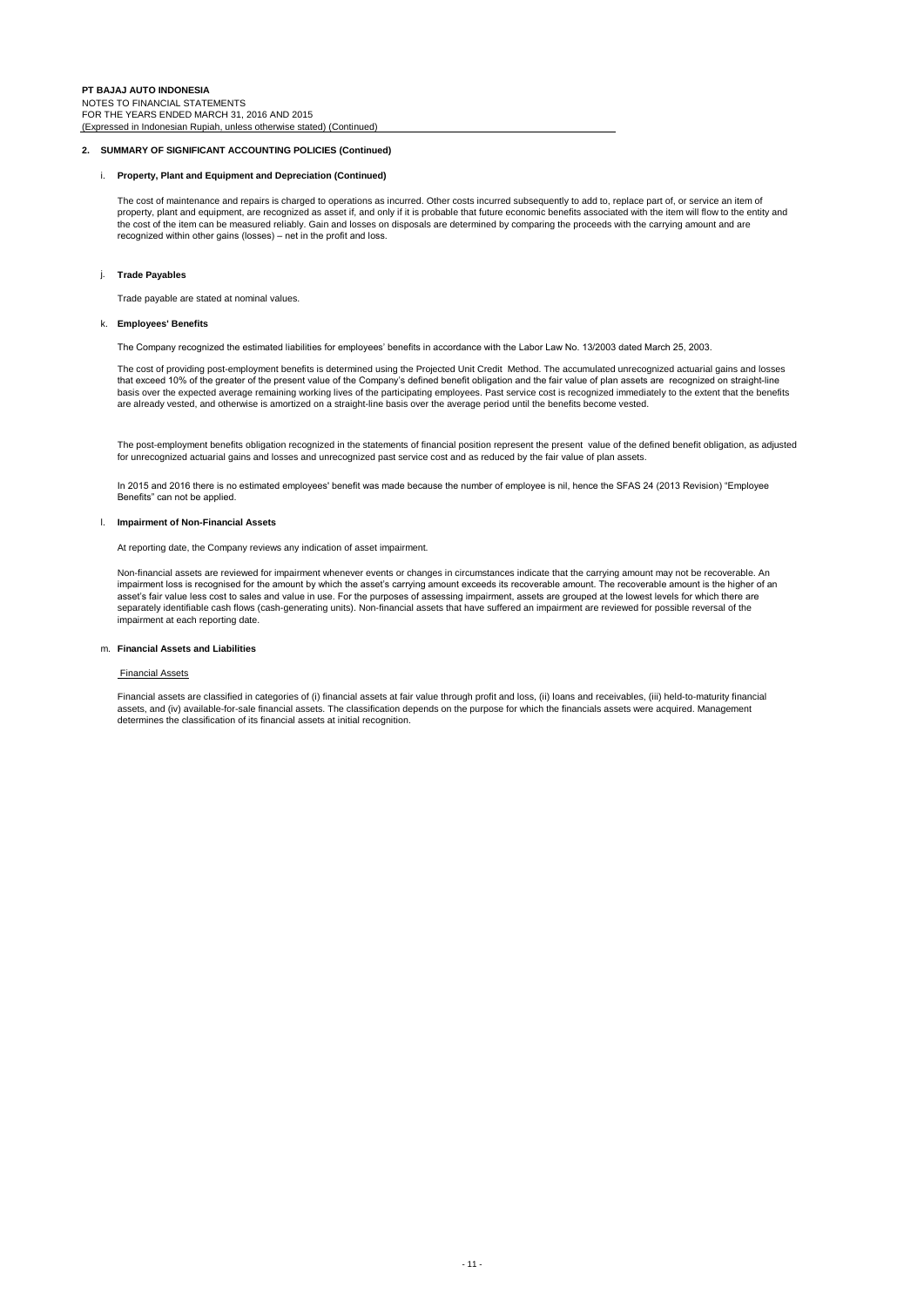## 2. SUMMARY OF SIGNIFICANT ACCOUNTING POLICIES (Continued)

### i. Property, Plant and Equipment and Depreciation (Continued)

The cost of maintenance and repairs is charged to operations as incurred. Other costs incurred subsequently to add to, replace part of, or service an item of property, plant and equipment, are recognized as asset if, and only if it is probable that future economic benefits associated with the item will flow to the entity and the cost of the item can be measured reliably. Gain and losses on disposals are determined by comparing the proceeds with the carrying amount and are recognized within other gains (losses) – net in the profit and loss.

### j. Trade Payables

Trade payable are stated at nominal values.

### k. Employees' Benefits

The Company recognized the estimated liabilities for employees' benefits in accordance with the Labor Law No. 13/2003 dated March 25, 2003.

The cost of providing post-employment benefits is determined using the Projected Unit Credit Method. The accumulated unrecognized actuarial gains and losses that exceed 10% of the greater of the present value of the Company's defined benefit obligation and the fair value of plan assets are recognized on straight-line basis over the expected average remaining working lives of the participating employees. Past service cost is recognized immediately to the extent that the benefits are already vested, and otherwise is amortized on a straight-line basis over the average period until the benefits become vested.

The post-employment benefits obligation recognized in the statements of financial position represent the present value of the defined benefit obligation, as adjusted for unrecognized actuarial gains and losses and unrecognized past service cost and as reduced by the fair value of plan assets.

In 2015 and 2016 there is no estimated employees' benefit was made because the number of employee is nil, hence the SFAS 24 (2013 Revision) "Employee Benefits" can not be applied.

### l. Impairment of Non-Financial Assets

At reporting date, the Company reviews any indication of asset impairment.

Non-financial assets are reviewed for impairment whenever events or changes in circumstances indicate that the carrying amount may not be recoverable. An impairment loss is recognised for the amount by which the asset's carrying amount exceeds its recoverable amount. The recoverable amount is the higher of an asset's fair value less cost to sales and value in use. For the purposes of assessing impairment, assets are grouped at the lowest levels for which there are separately identifiable cash flows (cash-generating units). Non-financial assets that have suffered an impairment are reviewed for possible reversal of the impairment at each reporting date.

### m. Financial Assets and Liabilities

Financial Assets

Financial assets are classified in categories of (i) financial assets at fair value through profit and loss, (ii) loans and receivables, (iii) held-to-maturity financial assets, and (iv) available-for-sale financial assets. The classification depends on the purpose for which the financials assets were acquired. Management determines the classification of its financial assets at initial recognition.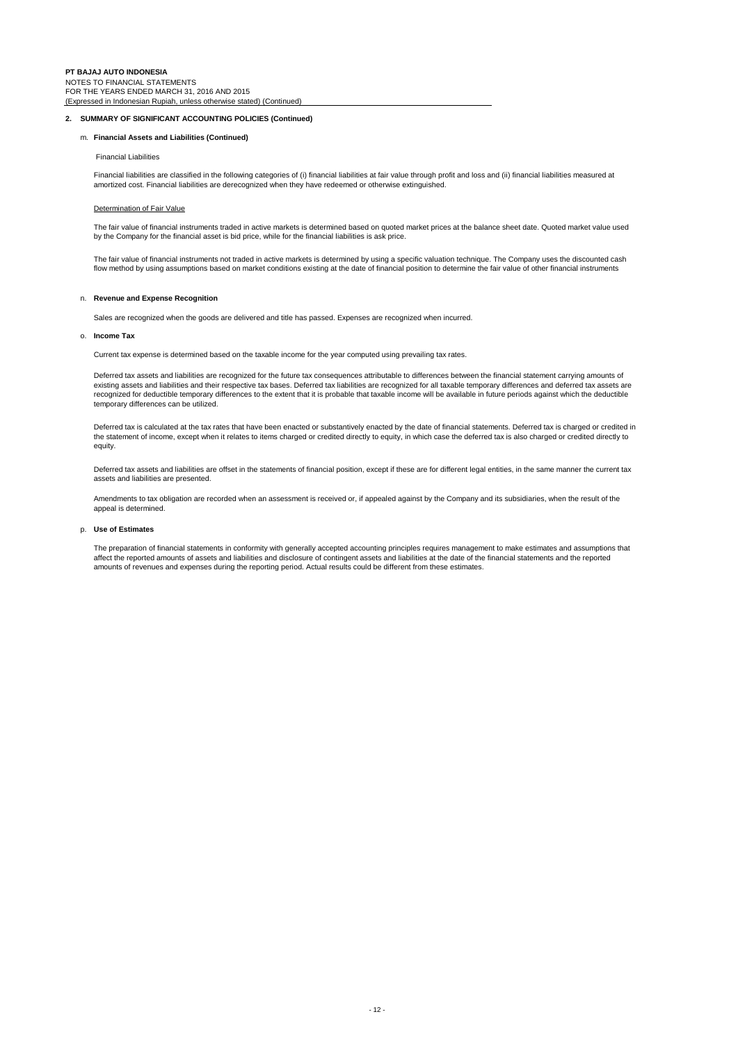**2. SUMMARY OF SIGNIFICANT ACCOUNTING POLICIES (Continued)**

m. **Financial Assets and Liabilities (Continued)**

Financial Liabilities

Financial liabilities are classified in the following categories of (i) financial liabilities at fair value through profit and loss and (ii) financial liabilities measured at amortized cost. Financial liabilities are derecognized when they have redeemed or otherwise extinguished.

Determination of Fair Value

The fair value of financial instruments traded in active markets is determined based on quoted market prices at the balance sheet date. Quoted market value used by the Company for the financial asset is bid price, while for the financial liabilities is ask price.

The fair value of financial instruments not traded in active markets is determined by using a specific valuation technique. The Company uses the discounted cash flow method by using assumptions based on market conditions existing at the date of financial position to determine the fair value of other financial instruments

n. **Revenue and Expense Recognition**

Sales are recognized when the goods are delivered and title has passed. Expenses are recognized when incurred.

o. **Income Tax**

Current tax expense is determined based on the taxable income for the year computed using prevailing tax rates.

Deferred tax assets and liabilities are recognized for the future tax consequences attributable to differences between the financial statement carrying amounts of existing assets and liabilities and their respective tax bases. Deferred tax liabilities are recognized for all taxable temporary differences and deferred tax assets are recognized for deductible temporary differences to the extent that it is probable that taxable income will be available in future periods against which the deductible temporary differences can be utilized.

Deferred tax is calculated at the tax rates that have been enacted or substantively enacted by the date of financial statements. Deferred tax is charged or credited in the statement of income, except when it relates to items charged or credited directly to equity, in which case the deferred tax is also charged or credited directly to equity.

Deferred tax assets and liabilities are offset in the statements of financial position, except if these are for different legal entities, in the same manner the current tax assets and liabilities are presented.

Amendments to tax obligation are recorded when an assessment is received or, if appealed against by the Company and its subsidiaries, when the result of the appeal is determined.

p. **Use of Estimates**

The preparation of financial statements in conformity with generally accepted accounting principles requires management to make estimates and assumptions that affect the reported amounts of assets and liabilities and disclosure of contingent assets and liabilities at the date of the financial statements and the reported amounts of revenues and expenses during the reporting period. Actual results could be different from these estimates.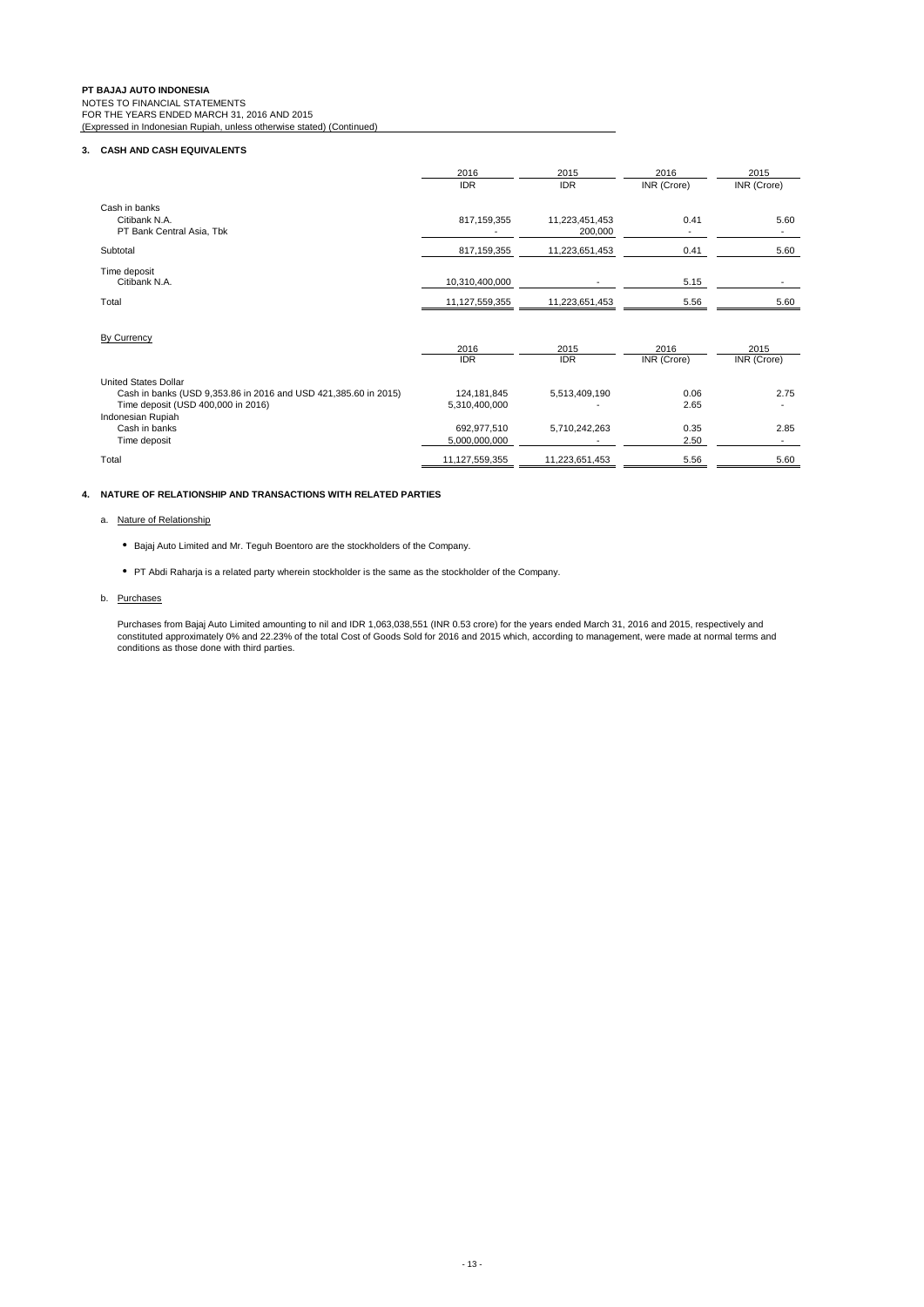# 3. CASH AND CASH EQUIVALENTS

| | 2016 IDR | 2015 IDR | 2016 INR (Crore) | 2015 INR (Crore) |
|---|---|---|---|---|
| Cash in banks | | | | |
| Citibank N.A. | 817,159,355 | 11,223,451,453 | 0.41 | 5.60 |
| PT Bank Central Asia, Tbk | - | 200,000 | - | - |
| Subtotal | 817,159,355 | 11,223,651,453 | 0.41 | 5.60 |
| Time deposit | | | | |
| Citibank N.A. | 10,310,400,000 | - | 5.15 | - |
| Total | 11,127,559,355 | 11,223,651,453 | 5.56 | 5.60 |

By Currency

| | 2016 IDR | 2015 IDR | 2016 INR (Crore) | 2015 INR (Crore) |
|---|---|---|---|---|
| United States Dollar | | | | |
| Cash in banks (USD 9,353.86 in 2016 and USD 421,385.60 in 2015) | 124,181,845 | 5,513,409,190 | 0.06 | 2.75 |
| Time deposit (USD 400,000 in 2016) | 5,310,400,000 | - | 2.65 | - |
| Indonesian Rupiah | | | | |
| Cash in banks | 692,977,510 | 5,710,242,263 | 0.35 | 2.85 |
| Time deposit | 5,000,000,000 | - | 2.50 | - |
| Total | 11,127,559,355 | 11,223,651,453 | 5.56 | 5.60 |

# 4. NATURE OF RELATIONSHIP AND TRANSACTIONS WITH RELATED PARTIES

a. Nature of Relationship

- Bajaj Auto Limited and Mr. Teguh Boentoro are the stockholders of the Company.
- PT Abdi Raharja is a related party wherein stockholder is the same as the stockholder of the Company.

b. Purchases

Purchases from Bajaj Auto Limited amounting to nil and IDR 1,063,038,551 (INR 0.53 crore) for the years ended March 31, 2016 and 2015, respectively and constituted approximately 0% and 22.23% of the total Cost of Goods Sold for 2016 and 2015 which, according to management, were made at normal terms and conditions as those done with third parties.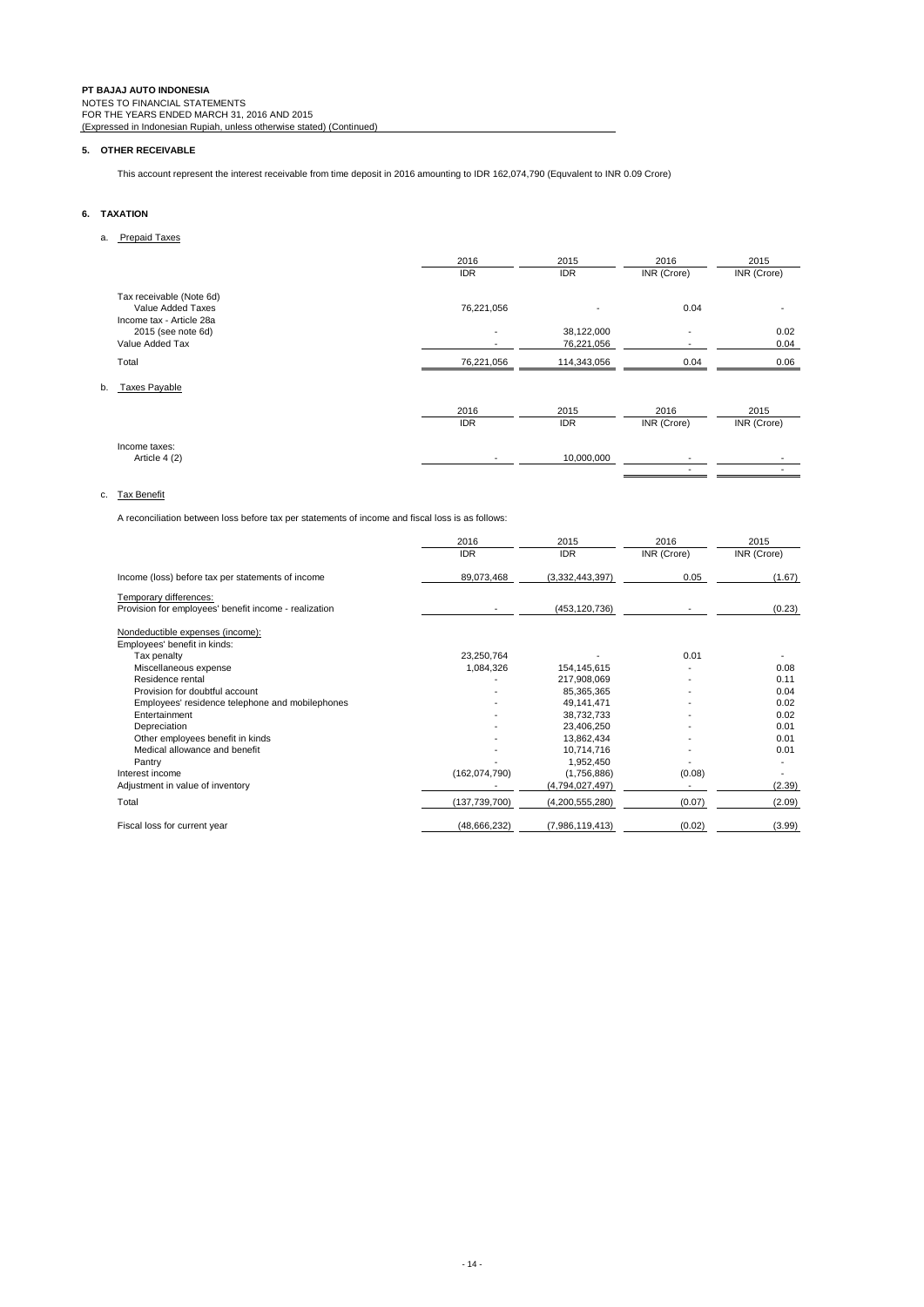**PT BAJAJ AUTO INDONESIA**
NOTES TO FINANCIAL STATEMENTS
FOR THE YEARS ENDED MARCH 31, 2016 AND 2015
(Expressed in Indonesian Rupiah, unless otherwise stated) (Continued)

## 5. OTHER RECEIVABLE

This account represent the interest receivable from time deposit in 2016 amounting to IDR 162,074,790 (Equvalent to INR 0.09 Crore)

## 6. TAXATION

### a. Prepaid Taxes

| | 2016 | 2015 | 2016 | 2015 |
|---|---|---|---|---|
| | IDR | IDR | INR (Crore) | INR (Crore) |
| Tax receivable (Note 6d) | | | | |
| Value Added Taxes | 76,221,056 | - | 0.04 | - |
| Income tax - Article 28a | | | | |
| 2015 (see note 6d) | - | 38,122,000 | - | 0.02 |
| Value Added Tax | - | 76,221,056 | - | 0.04 |
| Total | 76,221,056 | 114,343,056 | 0.04 | 0.06 |

### b. Taxes Payable

| | 2016 | 2015 | 2016 | 2015 |
|---|---|---|---|---|
| | IDR | IDR | INR (Crore) | INR (Crore) |
| Income taxes: | | | | |
| Article 4 (2) | - | 10,000,000 | - | - |
| | | | - | - |

### c. Tax Benefit

A reconciliation between loss before tax per statements of income and fiscal loss is as follows:

| | 2016 | 2015 | 2016 | 2015 |
|---|---|---|---|---|
| | IDR | IDR | INR (Crore) | INR (Crore) |
| Income (loss) before tax per statements of income | 89,073,468 | (3,332,443,397) | 0.05 | (1.67) |
| Temporary differences: | | | | |
| Provision for employees' benefit income - realization | - | (453,120,736) | - | (0.23) |
| Nondeductible expenses (income): | | | | |
| Employees' benefit in kinds: | | | | |
| Tax penalty | 23,250,764 | - | 0.01 | - |
| Miscellaneous expense | 1,084,326 | 154,145,615 | - | 0.08 |
| Residence rental | - | 217,908,069 | - | 0.11 |
| Provision for doubtful account | - | 85,365,365 | - | 0.04 |
| Employees' residence telephone and mobilephones | - | 49,141,471 | - | 0.02 |
| Entertainment | - | 38,732,733 | - | 0.02 |
| Depreciation | - | 23,406,250 | - | 0.01 |
| Other employees benefit in kinds | - | 13,862,434 | - | 0.01 |
| Medical allowance and benefit | - | 10,714,716 | - | 0.01 |
| Pantry | - | 1,952,450 | - | - |
| Interest income | (162,074,790) | (1,756,886) | (0.08) | - |
| Adjustment in value of inventory | - | (4,794,027,497) | - | (2.39) |
| Total | (137,739,700) | (4,200,555,280) | (0.07) | (2.09) |
| Fiscal loss for current year | (48,666,232) | (7,986,119,413) | (0.02) | (3.99) |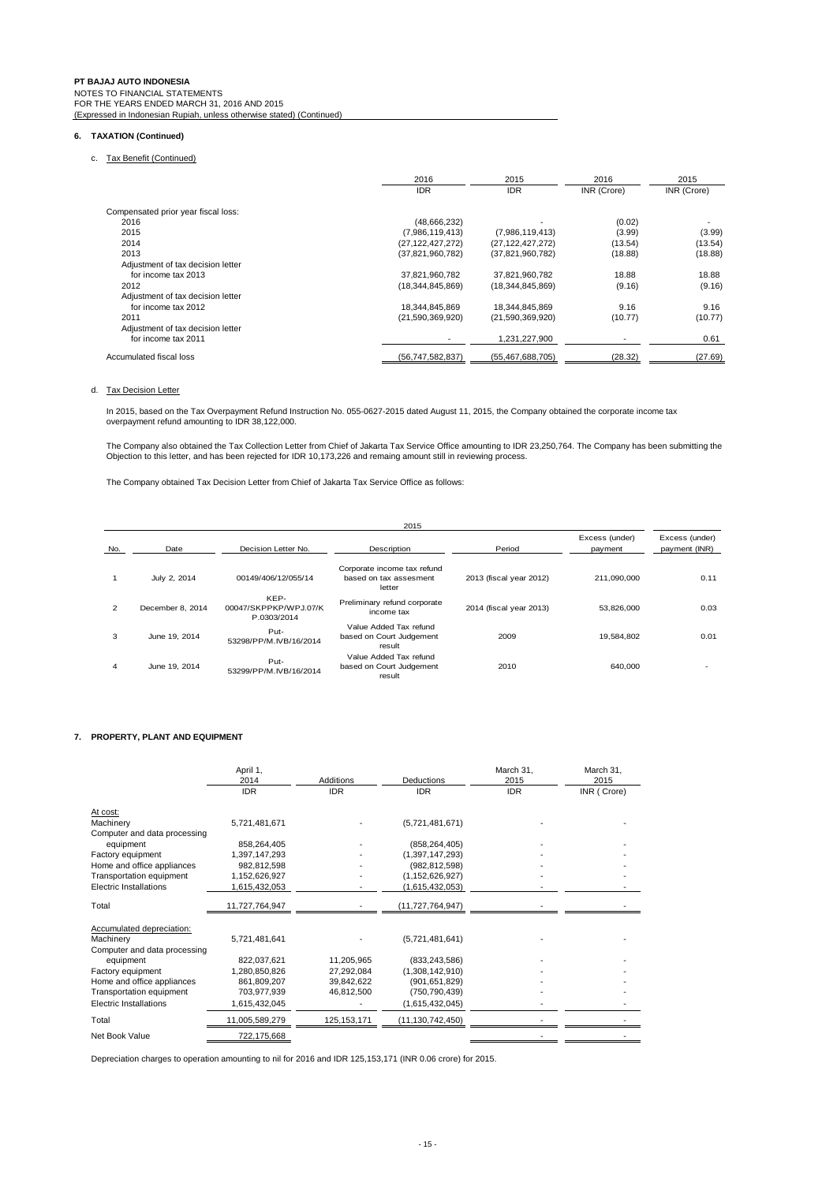**PT BAJAJ AUTO INDONESIA**
NOTES TO FINANCIAL STATEMENTS
FOR THE YEARS ENDED MARCH 31, 2016 AND 2015
(Expressed in Indonesian Rupiah, unless otherwise stated) (Continued)

## 6. TAXATION (Continued)

### c. Tax Benefit (Continued)

| | 2016 | 2015 | 2016 | 2015 |
|---|---|---|---|---|
| | IDR | IDR | INR (Crore) | INR (Crore) |
| Compensated prior year fiscal loss: | | | | |
| 2016 | (48,666,232) | - | (0.02) | - |
| 2015 | (7,986,119,413) | (7,986,119,413) | (3.99) | (3.99) |
| 2014 | (27,122,427,272) | (27,122,427,272) | (13.54) | (13.54) |
| 2013 | (37,821,960,782) | (37,821,960,782) | (18.88) | (18.88) |
| Adjustment of tax decision letter for income tax 2013 | 37,821,960,782 | 37,821,960,782 | 18.88 | 18.88 |
| 2012 | (18,344,845,869) | (18,344,845,869) | (9.16) | (9.16) |
| Adjustment of tax decision letter for income tax 2012 | 18,344,845,869 | 18,344,845,869 | 9.16 | 9.16 |
| 2011 | (21,590,369,920) | (21,590,369,920) | (10.77) | (10.77) |
| Adjustment of tax decision letter for income tax 2011 | - | 1,231,227,900 | - | 0.61 |
| Accumulated fiscal loss | (56,747,582,837) | (55,467,688,705) | (28.32) | (27.69) |

### d. Tax Decision Letter

In 2015, based on the Tax Overpayment Refund Instruction No. 055-0627-2015 dated August 11, 2015, the Company obtained the corporate income tax overpayment refund amounting to IDR 38,122,000.

The Company also obtained the Tax Collection Letter from Chief of Jakarta Tax Service Office amounting to IDR 23,250,764. The Company has been submitting the Objection to this letter, and has been rejected for IDR 10,173,226 and remaing amount still in reviewing process.

The Company obtained Tax Decision Letter from Chief of Jakarta Tax Service Office as follows:

| 2015 | | | | | | |
|---|---|---|---|---|---|---|
| No. | Date | Decision Letter No. | Description | Period | Excess (under) payment | Excess (under) payment (INR) |
| 1 | July 2, 2014 | 00149/406/12/055/14 | Corporate income tax refund based on tax assesment letter | 2013 (fiscal year 2012) | 211,090,000 | 0.11 |
| 2 | December 8, 2014 | KEP-00047/SKPPKP/WPJ.07/KP.0303/2014 | Preliminary refund corporate income tax | 2014 (fiscal year 2013) | 53,826,000 | 0.03 |
| 3 | June 19, 2014 | Put-53298/PP/M.IVB/16/2014 | Value Added Tax refund based on Court Judgement result | 2009 | 19,584,802 | 0.01 |
| 4 | June 19, 2014 | Put-53299/PP/M.IVB/16/2014 | Value Added Tax refund based on Court Judgement result | 2010 | 640,000 | - |

## 7. PROPERTY, PLANT AND EQUIPMENT

| | April 1, 2014 | Additions | Deductions | March 31, 2015 | March 31, 2015 |
|---|---|---|---|---|---|
| | IDR | IDR | IDR | IDR | INR ( Crore) |
| At cost: | | | | | |
| Machinery | 5,721,481,671 | - | (5,721,481,671) | - | - |
| Computer and data processing equipment | 858,264,405 | - | (858,264,405) | - | - |
| Factory equipment | 1,397,147,293 | - | (1,397,147,293) | - | - |
| Home and office appliances | 982,812,598 | - | (982,812,598) | - | - |
| Transportation equipment | 1,152,626,927 | - | (1,152,626,927) | - | - |
| Electric Installations | 1,615,432,053 | - | (1,615,432,053) | - | - |
| Total | 11,727,764,947 | - | (11,727,764,947) | - | - |
| Accumulated depreciation: | | | | | |
| Machinery | 5,721,481,641 | - | (5,721,481,641) | - | - |
| Computer and data processing equipment | 822,037,621 | 11,205,965 | (833,243,586) | - | - |
| Factory equipment | 1,280,850,826 | 27,292,084 | (1,308,142,910) | - | - |
| Home and office appliances | 861,809,207 | 39,842,622 | (901,651,829) | - | - |
| Transportation equipment | 703,977,939 | 46,812,500 | (750,790,439) | - | - |
| Electric Installations | 1,615,432,045 | - | (1,615,432,045) | - | - |
| Total | 11,005,589,279 | 125,153,171 | (11,130,742,450) | - | - |
| Net Book Value | 722,175,668 | | | - | - |

Depreciation charges to operation amounting to nil for 2016 and IDR 125,153,171 (INR 0.06 crore) for 2015.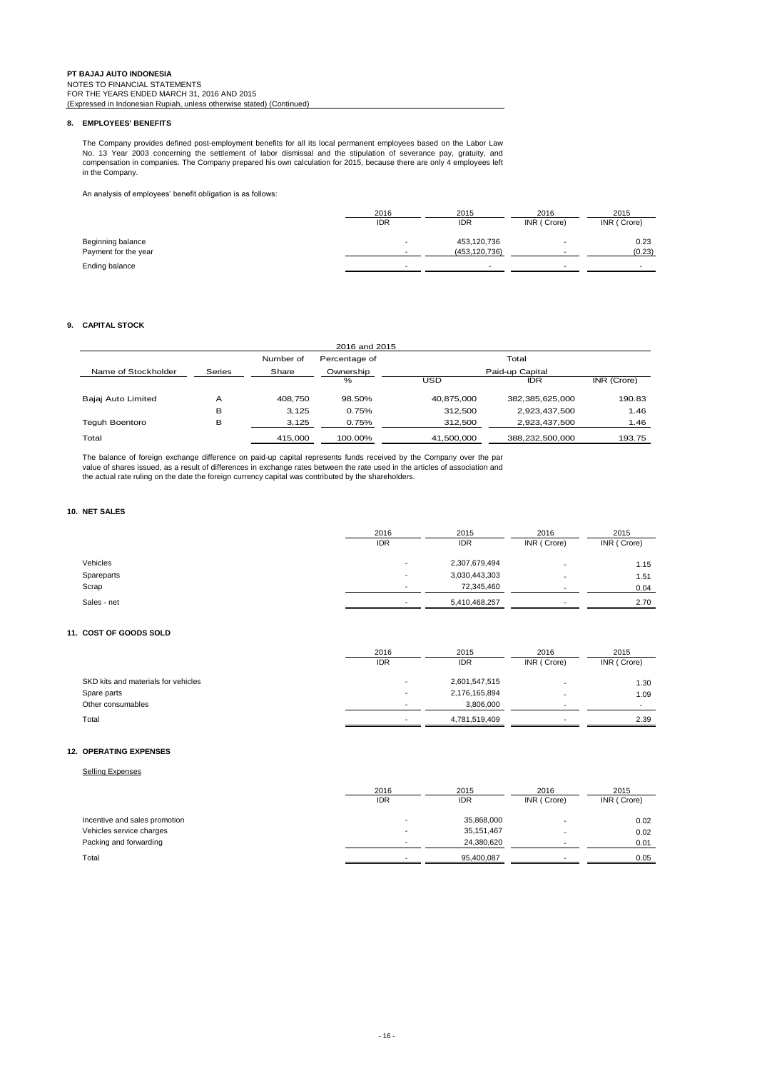## 8. EMPLOYEES' BENEFITS

The Company provides defined post-employment benefits for all its local permanent employees based on the Labor Law No. 13 Year 2003 concerning the settlement of labor dismissal and the stipulation of severance pay, gratuity, and compensation in companies. The Company prepared his own calculation for 2015, because there are only 4 employees left in the Company.

An analysis of employees' benefit obligation is as follows:

| | 2016 IDR | 2015 IDR | 2016 INR ( Crore) | 2015 INR ( Crore) |
|---|---|---|---|---|
| Beginning balance | - | 453,120,736 | - | 0.23 |
| Payment for the year | - | (453,120,736) | - | (0.23) |
| Ending balance | - | - | - | - |

## 9. CAPITAL STOCK

| | | | 2016 and 2015 | | | |
|---|---|---|---|---|---|---|
| Name of Stockholder | Series | Number of Share | Percentage of Ownership % | Total Paid-up Capital USD | IDR | INR (Crore) |
| Bajaj Auto Limited | A | 408,750 | 98.50% | 40,875,000 | 382,385,625,000 | 190.83 |
| | B | 3,125 | 0.75% | 312,500 | 2,923,437,500 | 1.46 |
| Teguh Boentoro | B | 3,125 | 0.75% | 312,500 | 2,923,437,500 | 1.46 |
| Total | | 415,000 | 100.00% | 41,500,000 | 388,232,500,000 | 193.75 |

The balance of foreign exchange difference on paid-up capital represents funds received by the Company over the par value of shares issued, as a result of differences in exchange rates between the rate used in the articles of association and the actual rate ruling on the date the foreign currency capital was contributed by the shareholders.

## 10. NET SALES

| | 2016 IDR | 2015 IDR | 2016 INR ( Crore) | 2015 INR ( Crore) |
|---|---|---|---|---|
| Vehicles | - | 2,307,679,494 | - | 1.15 |
| Spareparts | - | 3,030,443,303 | - | 1.51 |
| Scrap | - | 72,345,460 | - | 0.04 |
| Sales - net | - | 5,410,468,257 | - | 2.70 |

## 11. COST OF GOODS SOLD

| | 2016 IDR | 2015 IDR | 2016 INR ( Crore) | 2015 INR ( Crore) |
|---|---|---|---|---|
| SKD kits and materials for vehicles | - | 2,601,547,515 | - | 1.30 |
| Spare parts | - | 2,176,165,894 | - | 1.09 |
| Other consumables | - | 3,806,000 | - | - |
| Total | - | 4,781,519,409 | - | 2.39 |

## 12. OPERATING EXPENSES

Selling Expenses

| | 2016 IDR | 2015 IDR | 2016 INR ( Crore) | 2015 INR ( Crore) |
|---|---|---|---|---|
| Incentive and sales promotion | - | 35,868,000 | - | 0.02 |
| Vehicles service charges | - | 35,151,467 | - | 0.02 |
| Packing and forwarding | - | 24,380,620 | - | 0.01 |
| Total | - | 95,400,087 | - | 0.05 |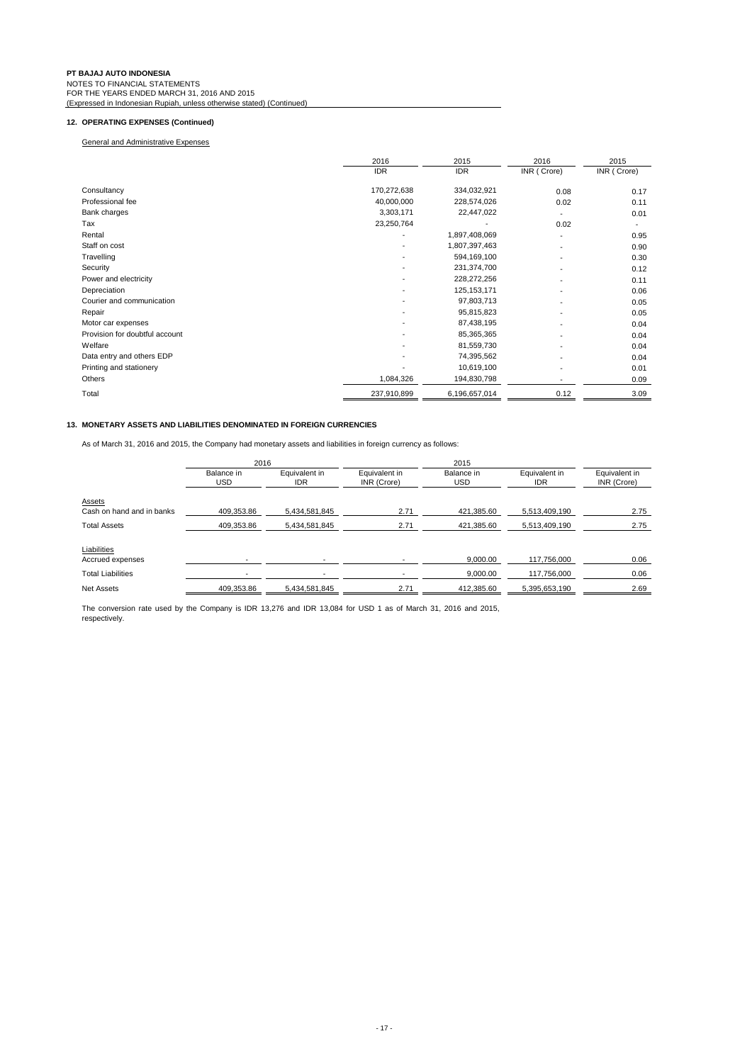**PT BAJAJ AUTO INDONESIA**
NOTES TO FINANCIAL STATEMENTS
FOR THE YEARS ENDED MARCH 31, 2016 AND 2015
(Expressed in Indonesian Rupiah, unless otherwise stated) (Continued)

## 12. OPERATING EXPENSES (Continued)

General and Administrative Expenses

| | 2016 IDR | 2015 IDR | 2016 INR ( Crore) | 2015 INR ( Crore) |
|---|---|---|---|---|
| Consultancy | 170,272,638 | 334,032,921 | 0.08 | 0.17 |
| Professional fee | 40,000,000 | 228,574,026 | 0.02 | 0.11 |
| Bank charges | 3,303,171 | 22,447,022 | - | 0.01 |
| Tax | 23,250,764 | - | 0.02 | - |
| Rental | - | 1,897,408,069 | - | 0.95 |
| Staff on cost | - | 1,807,397,463 | - | 0.90 |
| Travelling | - | 594,169,100 | - | 0.30 |
| Security | - | 231,374,700 | - | 0.12 |
| Power and electricity | - | 228,272,256 | - | 0.11 |
| Depreciation | - | 125,153,171 | - | 0.06 |
| Courier and communication | - | 97,803,713 | - | 0.05 |
| Repair | - | 95,815,823 | - | 0.05 |
| Motor car expenses | - | 87,438,195 | - | 0.04 |
| Provision for doubtful account | - | 85,365,365 | - | 0.04 |
| Welfare | - | 81,559,730 | - | 0.04 |
| Data entry and others EDP | - | 74,395,562 | - | 0.04 |
| Printing and stationery | - | 10,619,100 | - | 0.01 |
| Others | 1,084,326 | 194,830,798 | - | 0.09 |
| Total | 237,910,899 | 6,196,657,014 | 0.12 | 3.09 |

## 13. MONETARY ASSETS AND LIABILITIES DENOMINATED IN FOREIGN CURRENCIES

As of March 31, 2016 and 2015, the Company had monetary assets and liabilities in foreign currency as follows:

| | 2016 | | | 2015 | | |
|---|---|---|---|---|---|---|
| | Balance in USD | Equivalent in IDR | Equivalent in INR (Crore) | Balance in USD | Equivalent in IDR | Equivalent in INR (Crore) |
| Assets | | | | | | |
| Cash on hand and in banks | 409,353.86 | 5,434,581,845 | 2.71 | 421,385.60 | 5,513,409,190 | 2.75 |
| Total Assets | 409,353.86 | 5,434,581,845 | 2.71 | 421,385.60 | 5,513,409,190 | 2.75 |
| Liabilities | | | | | | |
| Accrued expenses | - | - | - | 9,000.00 | 117,756,000 | 0.06 |
| Total Liabilities | - | - | - | 9,000.00 | 117,756,000 | 0.06 |
| Net Assets | 409,353.86 | 5,434,581,845 | 2.71 | 412,385.60 | 5,395,653,190 | 2.69 |

The conversion rate used by the Company is IDR 13,276 and IDR 13,084 for USD 1 as of March 31, 2016 and 2015, respectively.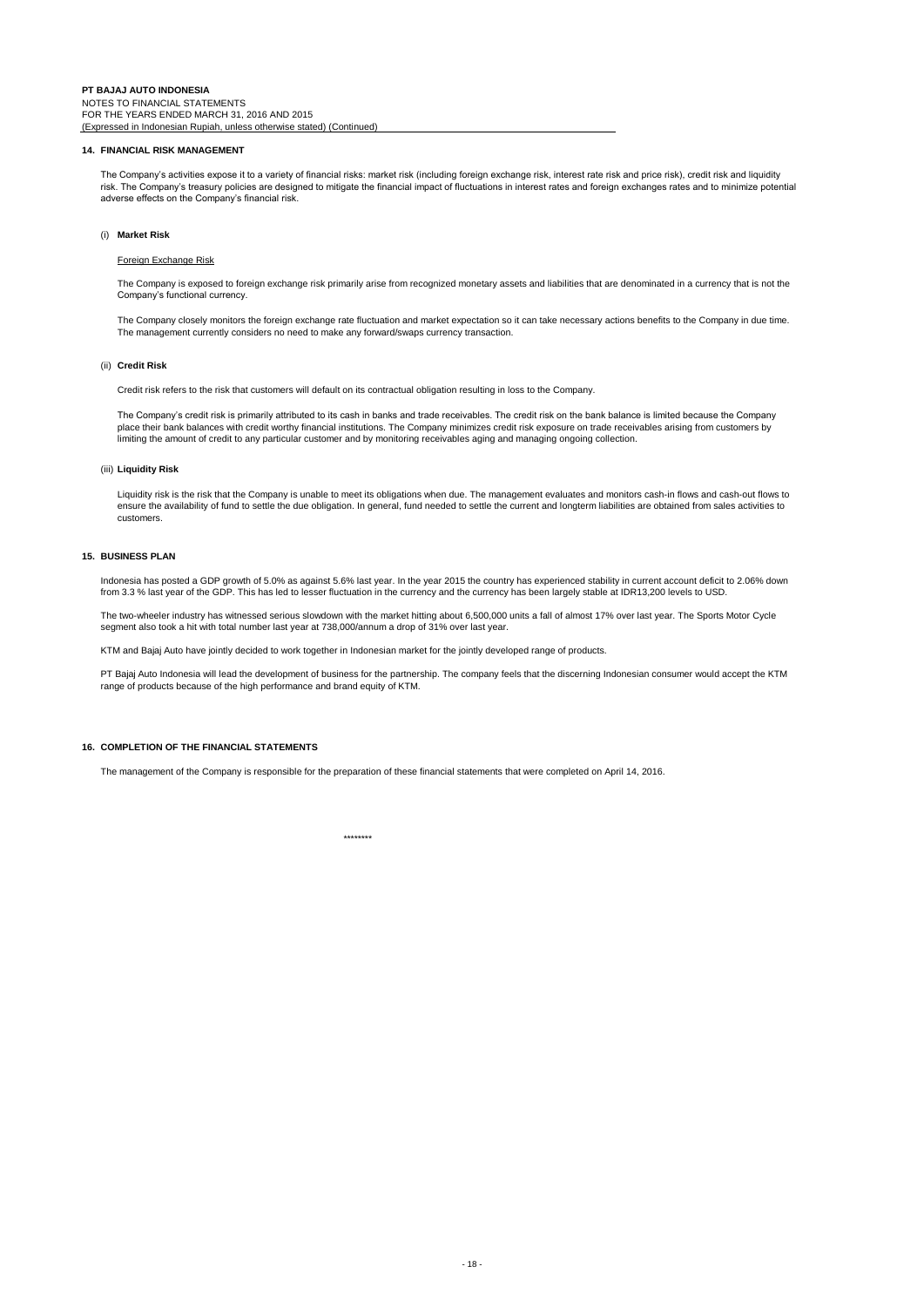## 14. FINANCIAL RISK MANAGEMENT

The Company's activities expose it to a variety of financial risks: market risk (including foreign exchange risk, interest rate risk and price risk), credit risk and liquidity risk. The Company's treasury policies are designed to mitigate the financial impact of fluctuations in interest rates and foreign exchanges rates and to minimize potential adverse effects on the Company's financial risk.

### (i) Market Risk

Foreign Exchange Risk

The Company is exposed to foreign exchange risk primarily arise from recognized monetary assets and liabilities that are denominated in a currency that is not the Company's functional currency.

The Company closely monitors the foreign exchange rate fluctuation and market expectation so it can take necessary actions benefits to the Company in due time. The management currently considers no need to make any forward/swaps currency transaction.

### (ii) Credit Risk

Credit risk refers to the risk that customers will default on its contractual obligation resulting in loss to the Company.

The Company's credit risk is primarily attributed to its cash in banks and trade receivables. The credit risk on the bank balance is limited because the Company place their bank balances with credit worthy financial institutions. The Company minimizes credit risk exposure on trade receivables arising from customers by limiting the amount of credit to any particular customer and by monitoring receivables aging and managing ongoing collection.

### (iii) Liquidity Risk

Liquidity risk is the risk that the Company is unable to meet its obligations when due. The management evaluates and monitors cash-in flows and cash-out flows to ensure the availability of fund to settle the due obligation. In general, fund needed to settle the current and longterm liabilities are obtained from sales activities to customers.

## 15. BUSINESS PLAN

Indonesia has posted a GDP growth of 5.0% as against 5.6% last year. In the year 2015 the country has experienced stability in current account deficit to 2.06% down from 3.3 % last year of the GDP. This has led to lesser fluctuation in the currency and the currency has been largely stable at IDR13,200 levels to USD.

The two-wheeler industry has witnessed serious slowdown with the market hitting about 6,500,000 units a fall of almost 17% over last year. The Sports Motor Cycle segment also took a hit with total number last year at 738,000/annum a drop of 31% over last year.

KTM and Bajaj Auto have jointly decided to work together in Indonesian market for the jointly developed range of products.

PT Bajaj Auto Indonesia will lead the development of business for the partnership. The company feels that the discerning Indonesian consumer would accept the KTM range of products because of the high performance and brand equity of KTM.

## 16. COMPLETION OF THE FINANCIAL STATEMENTS

The management of the Company is responsible for the preparation of these financial statements that were completed on April 14, 2016.

********